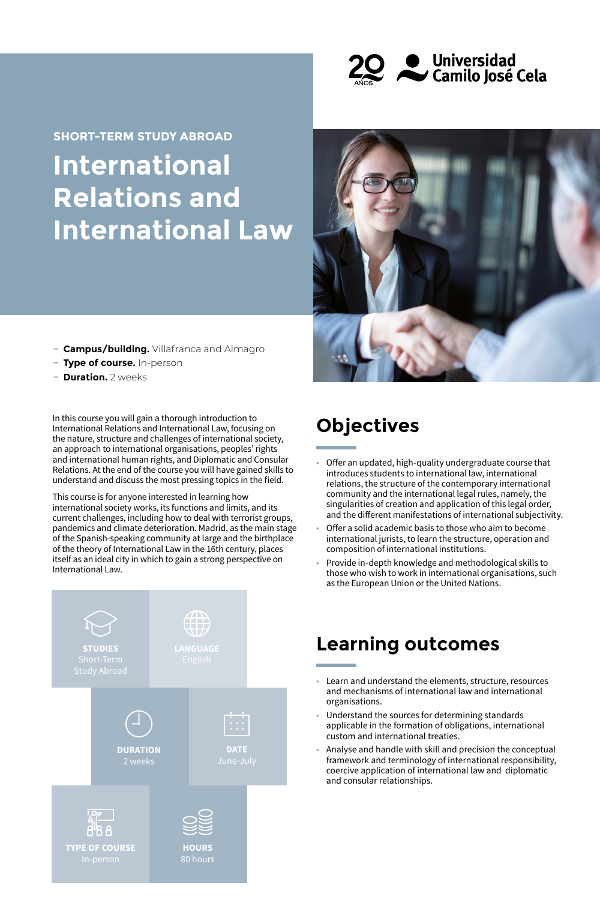20 AÑOS Universidad Camilo José Cela

SHORT-TERM STUDY ABROAD

# International Relations and International Law

- **Campus/building.** Villafranca and Almagro
- **Type of course.** In-person
- **Duration.** 2 weeks

In this course you will gain a thorough introduction to International Relations and International Law, focusing on the nature, structure and challenges of international society, an approach to international organisations, peoples' rights and international human rights, and Diplomatic and Consular Relations. At the end of the course you will have gained skills to understand and discuss the most pressing topics in the field.

This course is for anyone interested in learning how international society works, its functions and limits, and its current challenges, including how to deal with terrorist groups, pandemics and climate deterioration. Madrid, as the main stage of the Spanish-speaking community at large and the birthplace of the theory of International Law in the 16th century, places itself as an ideal city in which to gain a strong perspective on International Law.

**STUDIES**
Short-Term Study Abroad

**LANGUAGE**
English

**DURATION**
2 weeks

**DATE**
June-July

**TYPE OF COURSE**
In-person

**HOURS**
80 hours

## Objectives

- Offer an updated, high-quality undergraduate course that introduces students to international law, international relations, the structure of the contemporary international community and the international legal rules, namely, the singularities of creation and application of this legal order, and the different manifestations of international subjectivity.
- Offer a solid academic basis to those who aim to become international jurists, to learn the structure, operation and composition of international institutions.
- Provide in-depth knowledge and methodological skills to those who wish to work in international organisations, such as the European Union or the United Nations.

## Learning outcomes

- Learn and understand the elements, structure, resources and mechanisms of international law and international organisations.
- Understand the sources for determining standards applicable in the formation of obligations, international custom and international treaties.
- Analyse and handle with skill and precision the conceptual framework and terminology of international responsibility, coercive application of international law and diplomatic and consular relationships.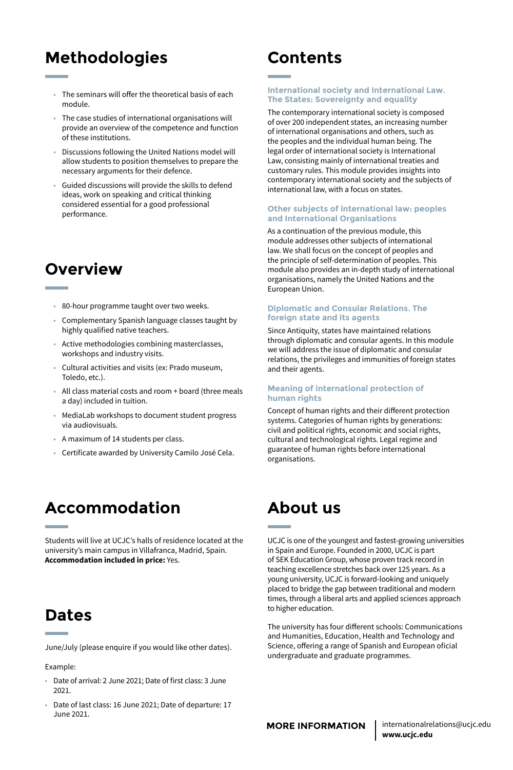## Methodologies

- The seminars will offer the theoretical basis of each module.
- The case studies of international organisations will provide an overview of the competence and function of these institutions.
- Discussions following the United Nations model will allow students to position themselves to prepare the necessary arguments for their defence.
- Guided discussions will provide the skills to defend ideas, work on speaking and critical thinking considered essential for a good professional performance.

## Overview

- 80-hour programme taught over two weeks.
- Complementary Spanish language classes taught by highly qualified native teachers.
- Active methodologies combining masterclasses, workshops and industry visits.
- Cultural activities and visits (ex: Prado museum, Toledo, etc.).
- All class material costs and room + board (three meals a day) included in tuition.
- MediaLab workshops to document student progress via audiovisuals.
- A maximum of 14 students per class.
- Certificate awarded by University Camilo José Cela.

## Accommodation

Students will live at UCJC's halls of residence located at the university's main campus in Villafranca, Madrid, Spain.
**Accommodation included in price:** Yes.

## Dates

June/July (please enquire if you would like other dates).

Example:

- Date of arrival: 2 June 2021; Date of first class: 3 June 2021.
- Date of last class: 16 June 2021; Date of departure: 17 June 2021.

## Contents

### International society and International Law. The States: Sovereignty and equality

The contemporary international society is composed of over 200 independent states, an increasing number of international organisations and others, such as the peoples and the individual human being. The legal order of international society is International Law, consisting mainly of international treaties and customary rules. This module provides insights into contemporary international society and the subjects of international law, with a focus on states.

### Other subjects of international law: peoples and International Organisations

As a continuation of the previous module, this module addresses other subjects of international law. We shall focus on the concept of peoples and the principle of self-determination of peoples. This module also provides an in-depth study of international organisations, namely the United Nations and the European Union.

### Diplomatic and Consular Relations. The foreign state and its agents

Since Antiquity, states have maintained relations through diplomatic and consular agents. In this module we will address the issue of diplomatic and consular relations, the privileges and immunities of foreign states and their agents.

### Meaning of international protection of human rights

Concept of human rights and their different protection systems. Categories of human rights by generations: civil and political rights, economic and social rights, cultural and technological rights. Legal regime and guarantee of human rights before international organisations.

## About us

UCJC is one of the youngest and fastest-growing universities in Spain and Europe. Founded in 2000, UCJC is part of SEK Education Group, whose proven track record in teaching excellence stretches back over 125 years. As a young university, UCJC is forward-looking and uniquely placed to bridge the gap between traditional and modern times, through a liberal arts and applied sciences approach to higher education.

The university has four different schools: Communications and Humanities, Education, Health and Technology and Science, offering a range of Spanish and European oficial undergraduate and graduate programmes.

**MORE INFORMATION**

internationalrelations@ucjc.edu
**www.ucjc.edu**